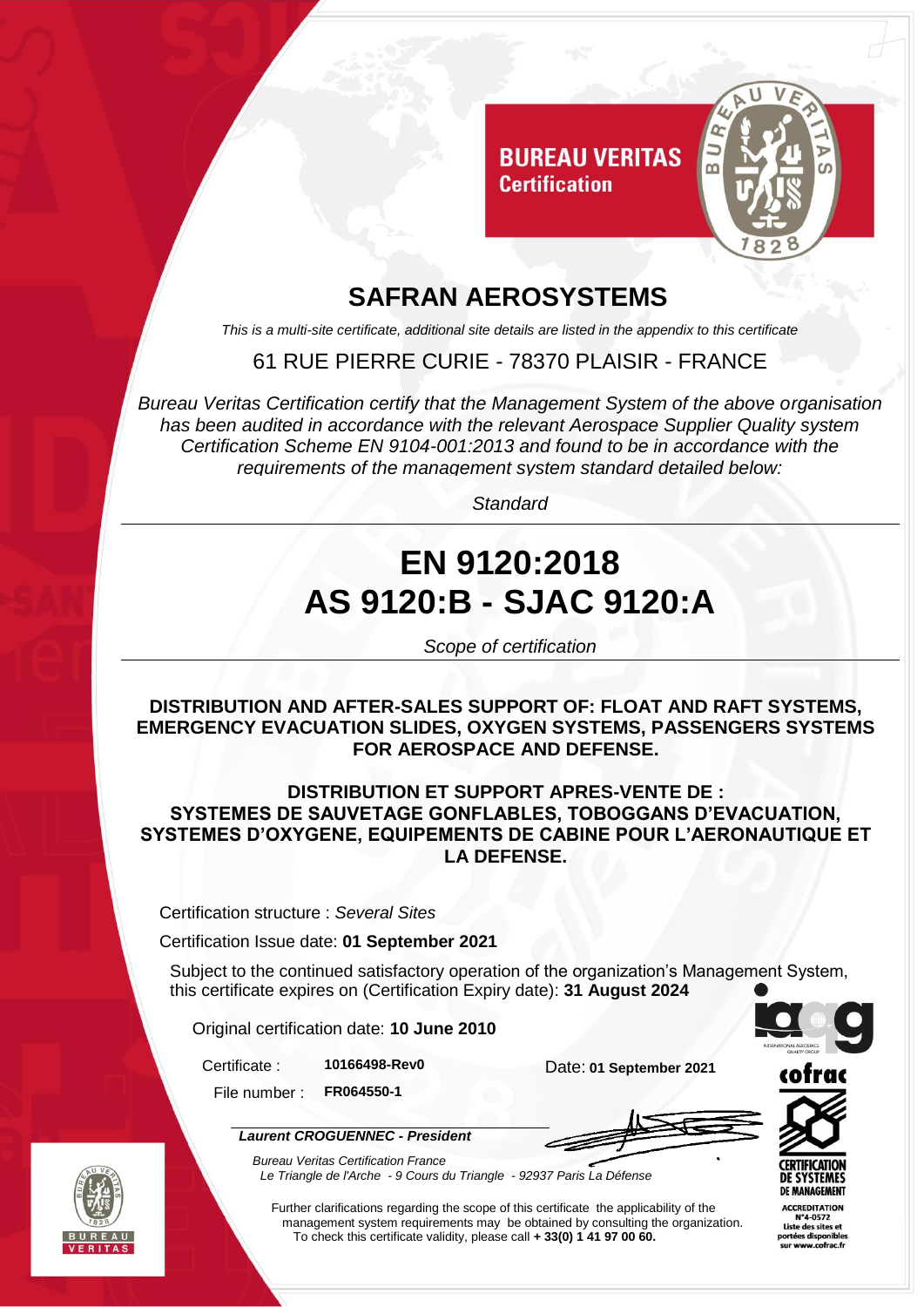BUREAU VERITAS
Certification

# SAFRAN AEROSYSTEMS

*This is a multi-site certificate, additional site details are listed in the appendix to this certificate*

61 RUE PIERRE CURIE - 78370 PLAISIR - FRANCE

*Bureau Veritas Certification certify that the Management System of the above organisation has been audited in accordance with the relevant Aerospace Supplier Quality system Certification Scheme EN 9104-001:2013 and found to be in accordance with the requirements of the management system standard detailed below:*

*Standard*

# EN 9120:2018
# AS 9120:B - SJAC 9120:A

*Scope of certification*

**DISTRIBUTION AND AFTER-SALES SUPPORT OF: FLOAT AND RAFT SYSTEMS, EMERGENCY EVACUATION SLIDES, OXYGEN SYSTEMS, PASSENGERS SYSTEMS FOR AEROSPACE AND DEFENSE.**

**DISTRIBUTION ET SUPPORT APRES-VENTE DE : SYSTEMES DE SAUVETAGE GONFLABLES, TOBOGGANS D'EVACUATION, SYSTEMES D'OXYGENE, EQUIPEMENTS DE CABINE POUR L'AERONAUTIQUE ET LA DEFENSE.**

Certification structure : *Several Sites*

Certification Issue date: **01 September 2021**

Subject to the continued satisfactory operation of the organization's Management System, this certificate expires on (Certification Expiry date): **31 August 2024**

Original certification date: **10 June 2010**

Certificate : **10166498-Rev0**

File number : **FR064550-1**

Date: **01 September 2021**

***Laurent CROGUENNEC - President***

*Bureau Veritas Certification France*
*Le Triangle de l'Arche - 9 Cours du Triangle - 92937 Paris La Défense*

Further clarifications regarding the scope of this certificate the applicability of the management system requirements may be obtained by consulting the organization.
To check this certificate validity, please call **+ 33(0) 1 41 97 00 60.**

cofrac
CERTIFICATION DE SYSTEMES DE MANAGEMENT
ACCREDITATION N°4-0572
Liste des sites et portées disponibles sur www.cofrac.fr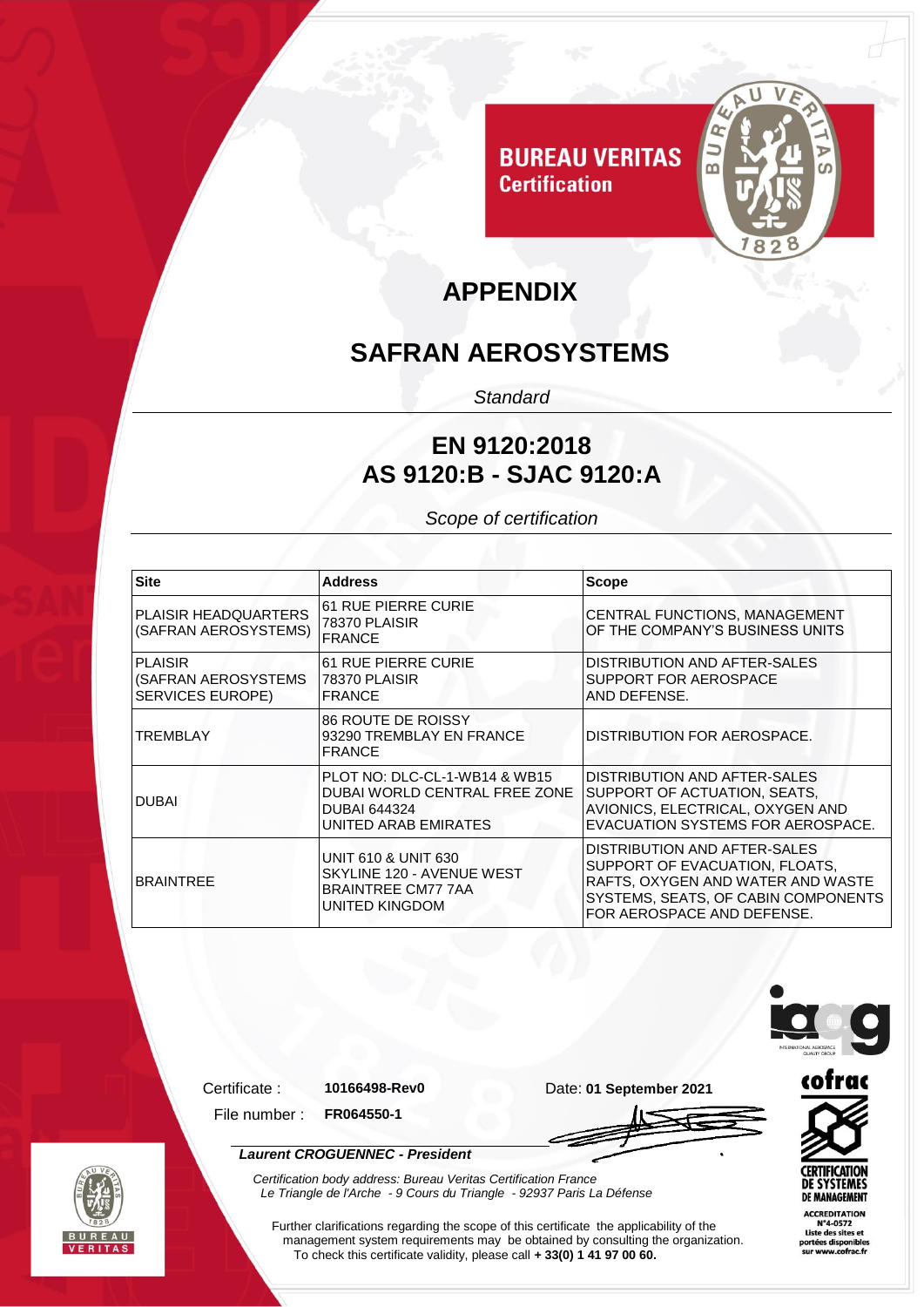BUREAU VERITAS
Certification

# APPENDIX

## SAFRAN AEROSYSTEMS

*Standard*

## EN 9120:2018
## AS 9120:B - SJAC 9120:A

*Scope of certification*

| Site | Address | Scope |
| --- | --- | --- |
| PLAISIR HEADQUARTERS (SAFRAN AEROSYSTEMS) | 61 RUE PIERRE CURIE 78370 PLAISIR FRANCE | CENTRAL FUNCTIONS, MANAGEMENT OF THE COMPANY'S BUSINESS UNITS |
| PLAISIR (SAFRAN AEROSYSTEMS SERVICES EUROPE) | 61 RUE PIERRE CURIE 78370 PLAISIR FRANCE | DISTRIBUTION AND AFTER-SALES SUPPORT FOR AEROSPACE AND DEFENSE. |
| TREMBLAY | 86 ROUTE DE ROISSY 93290 TREMBLAY EN FRANCE FRANCE | DISTRIBUTION FOR AEROSPACE. |
| DUBAI | PLOT NO: DLC-CL-1-WB14 & WB15 DUBAI WORLD CENTRAL FREE ZONE DUBAI 644324 UNITED ARAB EMIRATES | DISTRIBUTION AND AFTER-SALES SUPPORT OF ACTUATION, SEATS, AVIONICS, ELECTRICAL, OXYGEN AND EVACUATION SYSTEMS FOR AEROSPACE. |
| BRAINTREE | UNIT 610 & UNIT 630 SKYLINE 120 - AVENUE WEST BRAINTREE CM77 7AA UNITED KINGDOM | DISTRIBUTION AND AFTER-SALES SUPPORT OF EVACUATION, FLOATS, RAFTS, OXYGEN AND WATER AND WASTE SYSTEMS, SEATS, OF CABIN COMPONENTS FOR AEROSPACE AND DEFENSE. |

Certificate : **10166498-Rev0**

File number : **FR064550-1**

Date: **01 September 2021**

***Laurent CROGUENNEC - President***

*Certification body address: Bureau Veritas Certification France*
*Le Triangle de l'Arche - 9 Cours du Triangle - 92937 Paris La Défense*

Further clarifications regarding the scope of this certificate the applicability of the management system requirements may be obtained by consulting the organization. To check this certificate validity, please call **+ 33(0) 1 41 97 00 60.**

cofrac CERTIFICATION DE SYSTEMES DE MANAGEMENT
ACCREDITATION N°4-0572
Liste des sites et portées disponibles sur www.cofrac.fr